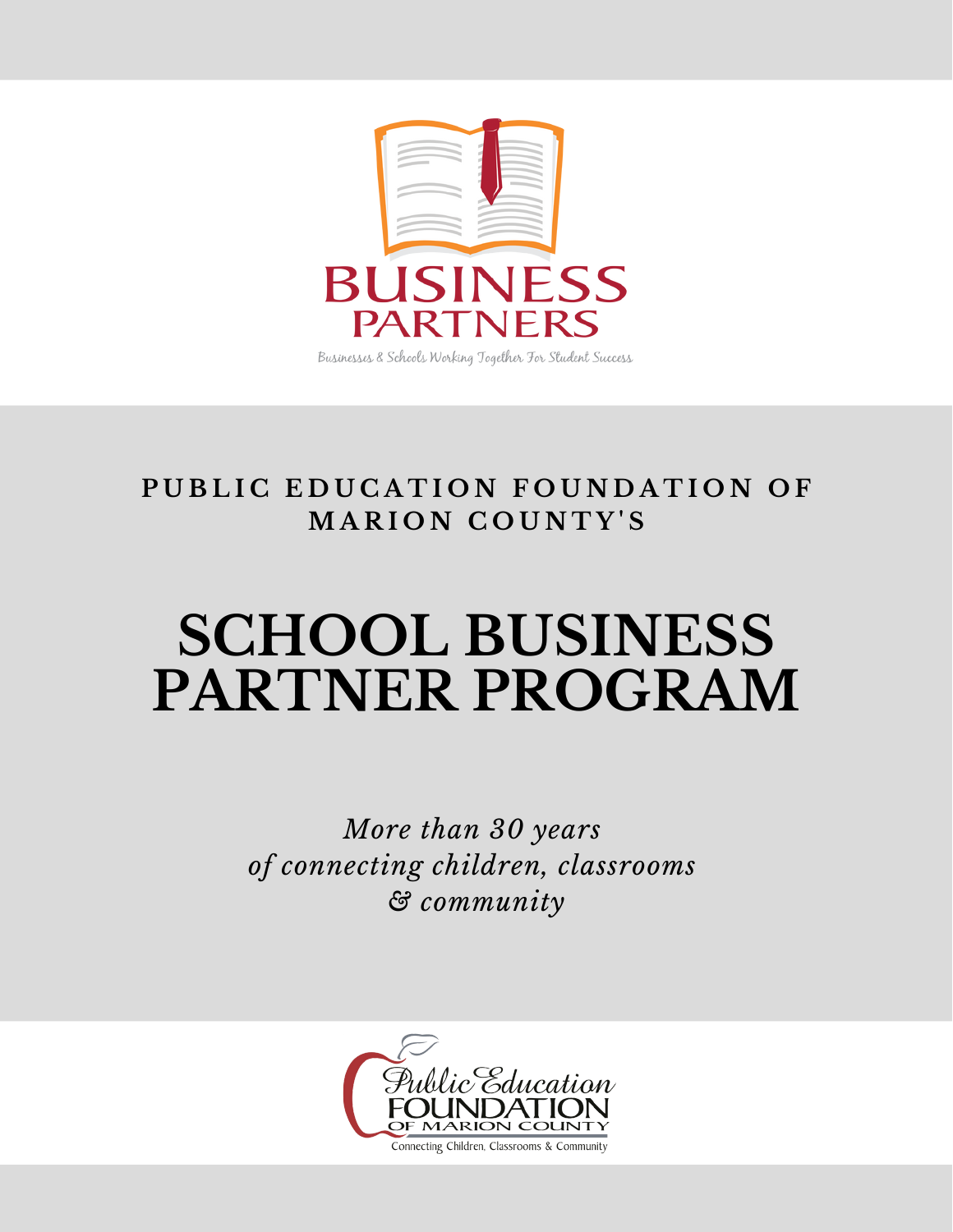BUSINESS PARTNERS

*Businesses & Schools Working Together For Student Success*

PUBLIC EDUCATION FOUNDATION OF MARION COUNTY'S

# SCHOOL BUSINESS PARTNER PROGRAM

*More than 30 years of connecting children, classrooms & community*

Public Education FOUNDATION OF MARION COUNTY

Connecting Children, Classrooms & Community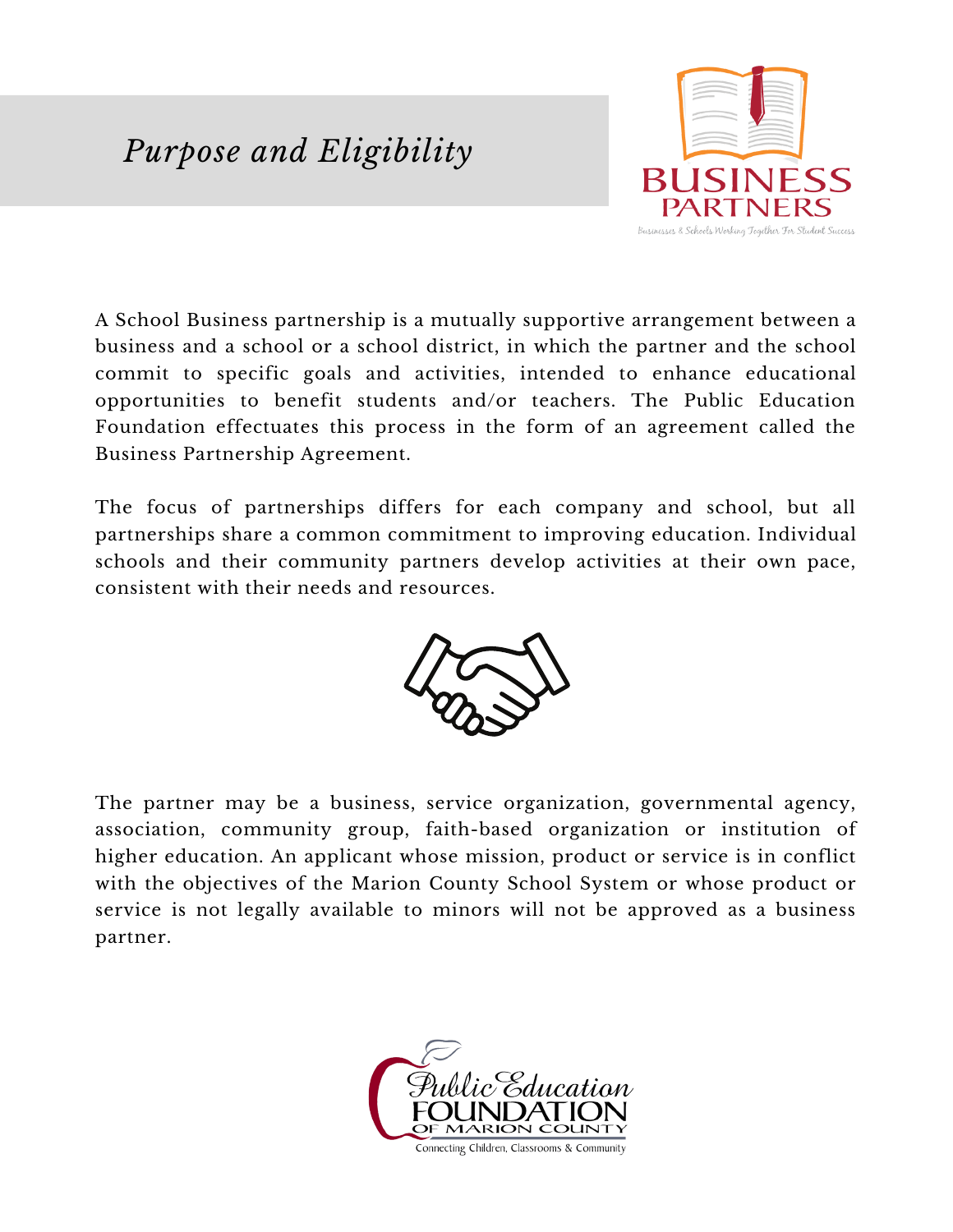# *Purpose and Eligibility*

A School Business partnership is a mutually supportive arrangement between a business and a school or a school district, in which the partner and the school commit to specific goals and activities, intended to enhance educational opportunities to benefit students and/or teachers. The Public Education Foundation effectuates this process in the form of an agreement called the Business Partnership Agreement.

The focus of partnerships differs for each company and school, but all partnerships share a common commitment to improving education. Individual schools and their community partners develop activities at their own pace, consistent with their needs and resources.

The partner may be a business, service organization, governmental agency, association, community group, faith-based organization or institution of higher education. An applicant whose mission, product or service is in conflict with the objectives of the Marion County School System or whose product or service is not legally available to minors will not be approved as a business partner.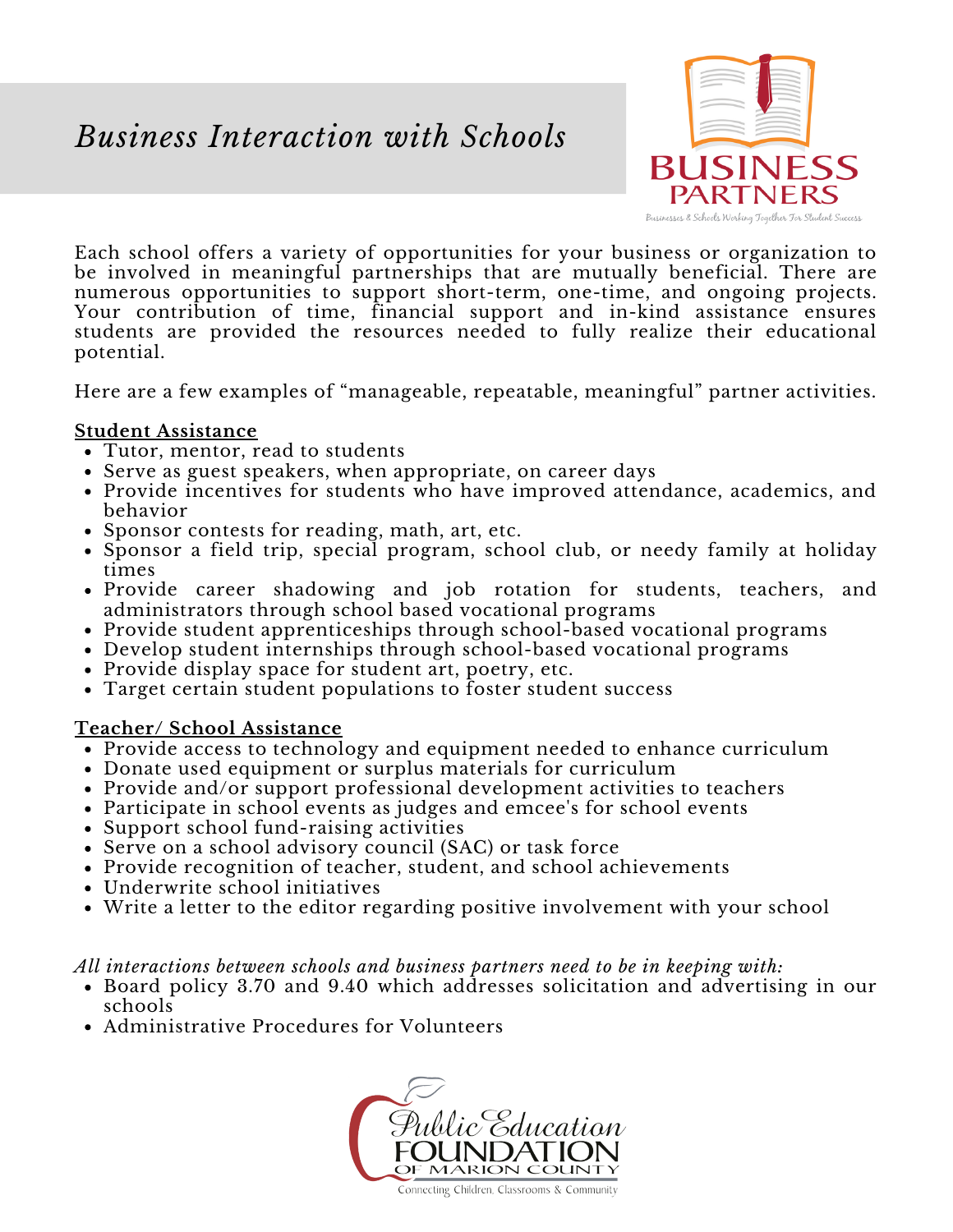# *Business Interaction with Schools*

Each school offers a variety of opportunities for your business or organization to be involved in meaningful partnerships that are mutually beneficial. There are numerous opportunities to support short-term, one-time, and ongoing projects. Your contribution of time, financial support and in-kind assistance ensures students are provided the resources needed to fully realize their educational potential.

Here are a few examples of "manageable, repeatable, meaningful" partner activities.

**Student Assistance**

- Tutor, mentor, read to students
- Serve as guest speakers, when appropriate, on career days
- Provide incentives for students who have improved attendance, academics, and behavior
- Sponsor contests for reading, math, art, etc.
- Sponsor a field trip, special program, school club, or needy family at holiday times
- Provide career shadowing and job rotation for students, teachers, and administrators through school based vocational programs
- Provide student apprenticeships through school-based vocational programs
- Develop student internships through school-based vocational programs
- Provide display space for student art, poetry, etc.
- Target certain student populations to foster student success

**Teacher/ School Assistance**

- Provide access to technology and equipment needed to enhance curriculum
- Donate used equipment or surplus materials for curriculum
- Provide and/or support professional development activities to teachers
- Participate in school events as judges and emcee's for school events
- Support school fund-raising activities
- Serve on a school advisory council (SAC) or task force
- Provide recognition of teacher, student, and school achievements
- Underwrite school initiatives
- Write a letter to the editor regarding positive involvement with your school

*All interactions between schools and business partners need to be in keeping with:*

- Board policy 3.70 and 9.40 which addresses solicitation and advertising in our schools
- Administrative Procedures for Volunteers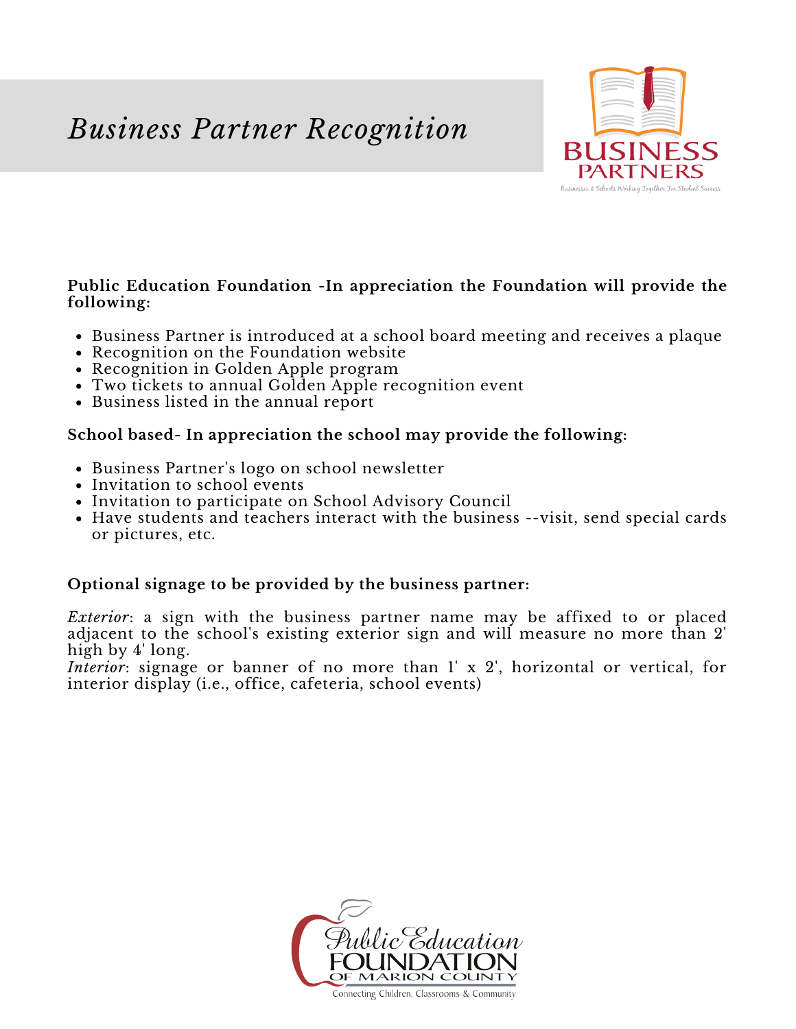# *Business Partner Recognition*

**Public Education Foundation -In appreciation the Foundation will provide the following:**

- Business Partner is introduced at a school board meeting and receives a plaque
- Recognition on the Foundation website
- Recognition in Golden Apple program
- Two tickets to annual Golden Apple recognition event
- Business listed in the annual report

**School based- In appreciation the school may provide the following:**

- Business Partner's logo on school newsletter
- Invitation to school events
- Invitation to participate on School Advisory Council
- Have students and teachers interact with the business --visit, send special cards or pictures, etc.

**Optional signage to be provided by the business partner:**

*Exterior*: a sign with the business partner name may be affixed to or placed adjacent to the school's existing exterior sign and will measure no more than 2' high by 4' long.
*Interior*: signage or banner of no more than 1' x 2', horizontal or vertical, for interior display (i.e., office, cafeteria, school events)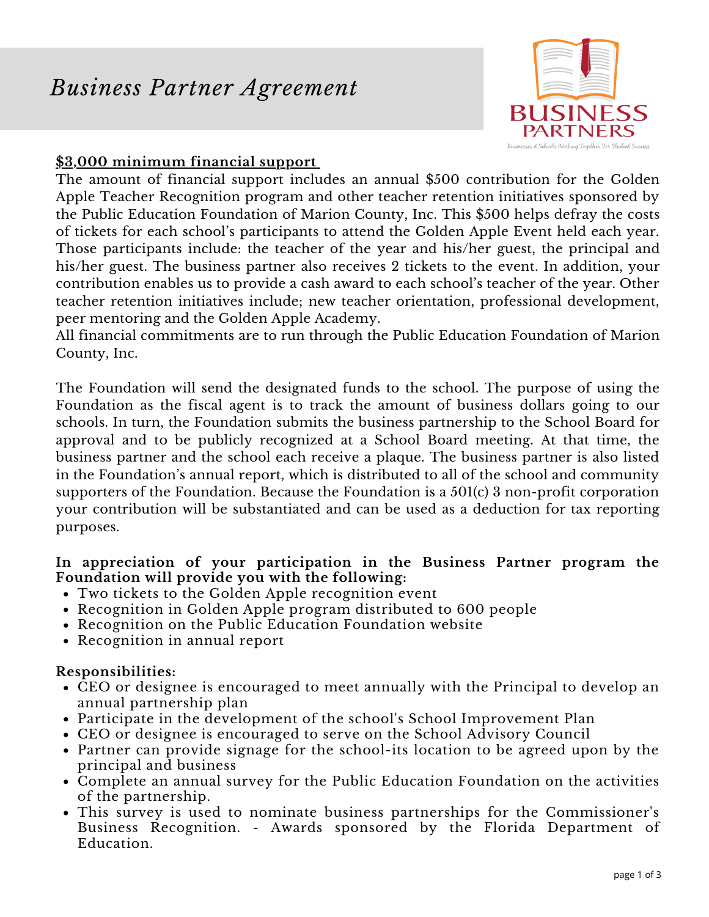# *Business Partner Agreement*

BUSINESS PARTNERS

Businesses & Schools Working Together For Student Success

**$3,000 minimum financial support**

The amount of financial support includes an annual $500 contribution for the Golden Apple Teacher Recognition program and other teacher retention initiatives sponsored by the Public Education Foundation of Marion County, Inc. This $500 helps defray the costs of tickets for each school's participants to attend the Golden Apple Event held each year. Those participants include: the teacher of the year and his/her guest, the principal and his/her guest. The business partner also receives 2 tickets to the event. In addition, your contribution enables us to provide a cash award to each school's teacher of the year. Other teacher retention initiatives include; new teacher orientation, professional development, peer mentoring and the Golden Apple Academy.

All financial commitments are to run through the Public Education Foundation of Marion County, Inc.

The Foundation will send the designated funds to the school. The purpose of using the Foundation as the fiscal agent is to track the amount of business dollars going to our schools. In turn, the Foundation submits the business partnership to the School Board for approval and to be publicly recognized at a School Board meeting. At that time, the business partner and the school each receive a plaque. The business partner is also listed in the Foundation's annual report, which is distributed to all of the school and community supporters of the Foundation. Because the Foundation is a 501(c) 3 non-profit corporation your contribution will be substantiated and can be used as a deduction for tax reporting purposes.

**In appreciation of your participation in the Business Partner program the Foundation will provide you with the following:**

- Two tickets to the Golden Apple recognition event
- Recognition in Golden Apple program distributed to 600 people
- Recognition on the Public Education Foundation website
- Recognition in annual report

**Responsibilities:**

- CEO or designee is encouraged to meet annually with the Principal to develop an annual partnership plan
- Participate in the development of the school's School Improvement Plan
- CEO or designee is encouraged to serve on the School Advisory Council
- Partner can provide signage for the school-its location to be agreed upon by the principal and business
- Complete an annual survey for the Public Education Foundation on the activities of the partnership.
- This survey is used to nominate business partnerships for the Commissioner's Business Recognition. - Awards sponsored by the Florida Department of Education.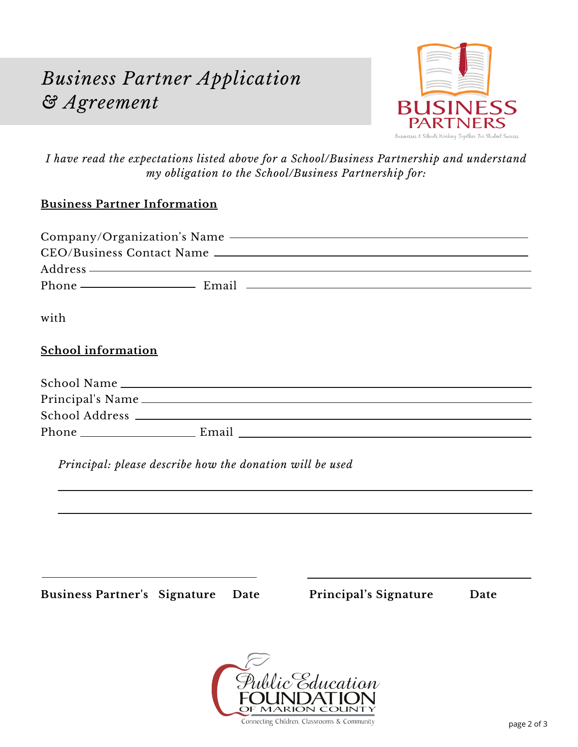# *Business Partner Application & Agreement*

BUSINESS PARTNERS

Businesses & Schools Working Together For Student Success

*I have read the expectations listed above for a School/Business Partnership and understand my obligation to the School/Business Partnership for:*

**Business Partner Information**

Company/Organization's Name ______________________________

CEO/Business Contact Name ______________________________

Address ______________________________

Phone ______________ Email ______________________________

with

**School information**

School Name ______________________________

Principal's Name ______________________________

School Address ______________________________

Phone ______________ Email ______________________________

*Principal: please describe how the donation will be used*

______________________________________________________________

______________________________________________________________

______________________________ ______________________________

**Business Partner's Signature Date** **Principal's Signature Date**

Public Education FOUNDATION OF MARION COUNTY

Connecting Children, Classrooms & Community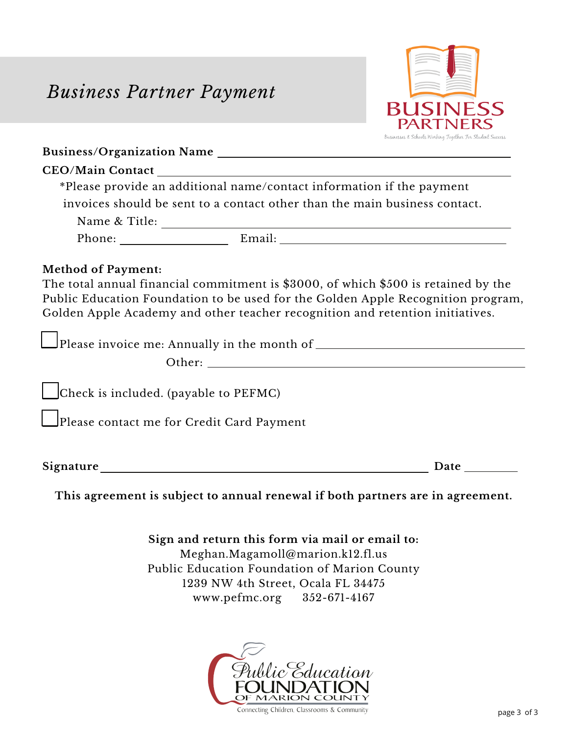# *Business Partner Payment*

BUSINESS PARTNERS

Businesses & Schools Working Together For Student Success

**Business/Organization Name** ______________________________

**CEO/Main Contact** ______________________________

*Please provide an additional name/contact information if the payment invoices should be sent to a contact other than the main business contact.

Name & Title: ______________________________

Phone: ______________ Email: ______________________________

**Method of Payment:**

The total annual financial commitment is $3000, of which $500 is retained by the Public Education Foundation to be used for the Golden Apple Recognition program, Golden Apple Academy and other teacher recognition and retention initiatives.

☐ Please invoice me: Annually in the month of ______________________

Other: ______________________________

☐ Check is included. (payable to PEFMC)

☐ Please contact me for Credit Card Payment

**Signature** ______________________________ **Date** __________

**This agreement is subject to annual renewal if both partners are in agreement.**

**Sign and return this form via mail or email to:**

Meghan.Magamoll@marion.k12.fl.us

Public Education Foundation of Marion County

1239 NW 4th Street, Ocala FL 34475

www.pefmc.org 352-671-4167

Public Education FOUNDATION OF MARION COUNTY

Connecting Children, Classrooms & Community